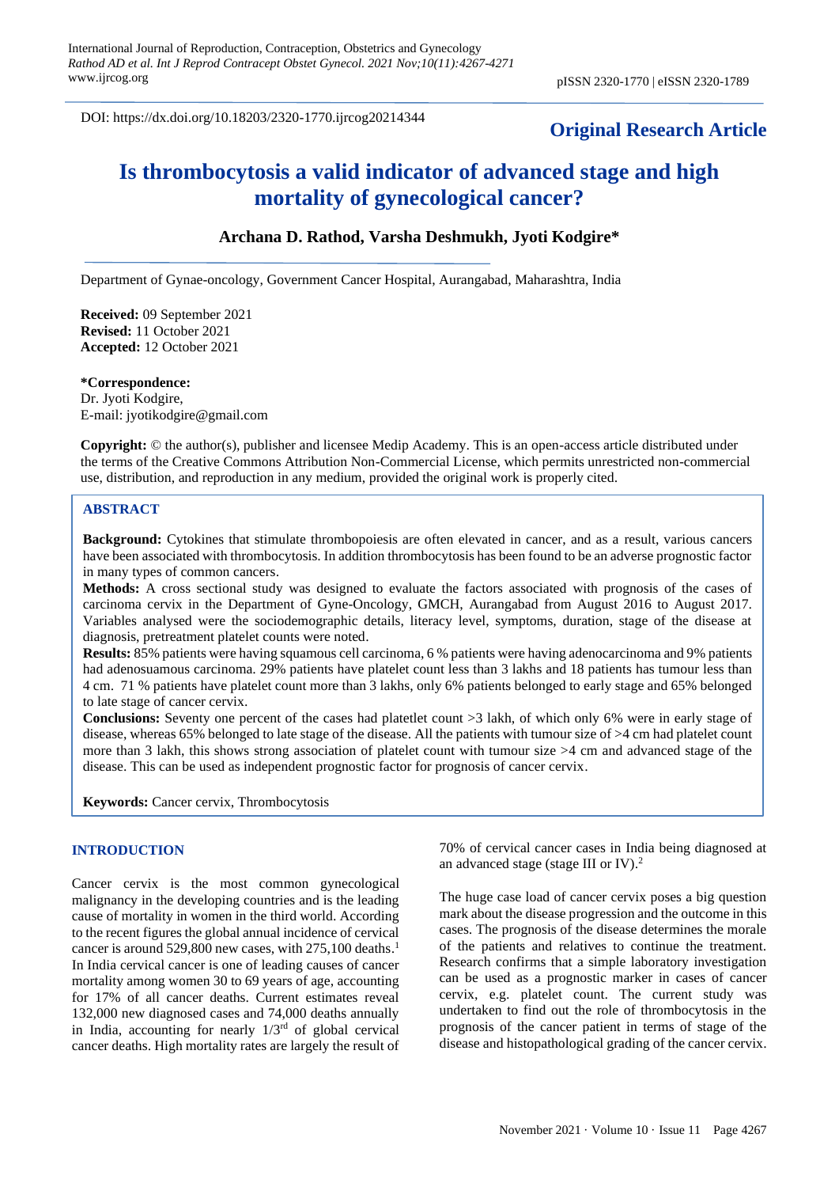DOI: https://dx.doi.org/10.18203/2320-1770.ijrcog20214344

**Original Research Article**

# Is thrombocytosis a valid indicator of advanced stage and high mortality of gynecological cancer?

**Archana D. Rathod, Varsha Deshmukh, Jyoti Kodgire***

Department of Gynae-oncology, Government Cancer Hospital, Aurangabad, Maharashtra, India

**Received:** 09 September 2021
**Revised:** 11 October 2021
**Accepted:** 12 October 2021

***Correspondence:**
Dr. Jyoti Kodgire,
E-mail: jyotikodgire@gmail.com

**Copyright:** © the author(s), publisher and licensee Medip Academy. This is an open-access article distributed under the terms of the Creative Commons Attribution Non-Commercial License, which permits unrestricted non-commercial use, distribution, and reproduction in any medium, provided the original work is properly cited.

## ABSTRACT

**Background:** Cytokines that stimulate thrombopoiesis are often elevated in cancer, and as a result, various cancers have been associated with thrombocytosis. In addition thrombocytosis has been found to be an adverse prognostic factor in many types of common cancers.

**Methods:** A cross sectional study was designed to evaluate the factors associated with prognosis of the cases of carcinoma cervix in the Department of Gyne-Oncology, GMCH, Aurangabad from August 2016 to August 2017. Variables analysed were the sociodemographic details, literacy level, symptoms, duration, stage of the disease at diagnosis, pretreatment platelet counts were noted.

**Results:** 85% patients were having squamous cell carcinoma, 6 % patients were having adenocarcinoma and 9% patients had adenosuamous carcinoma. 29% patients have platelet count less than 3 lakhs and 18 patients has tumour less than 4 cm. 71 % patients have platelet count more than 3 lakhs, only 6% patients belonged to early stage and 65% belonged to late stage of cancer cervix.

**Conclusions:** Seventy one percent of the cases had platelet count >3 lakh, of which only 6% were in early stage of disease, whereas 65% belonged to late stage of the disease. All the patients with tumour size of >4 cm had platelet count more than 3 lakh, this shows strong association of platelet count with tumour size >4 cm and advanced stage of the disease. This can be used as independent prognostic factor for prognosis of cancer cervix.

**Keywords:** Cancer cervix, Thrombocytosis

## INTRODUCTION

Cancer cervix is the most common gynecological malignancy in the developing countries and is the leading cause of mortality in women in the third world. According to the recent figures the global annual incidence of cervical cancer is around 529,800 new cases, with 275,100 deaths.[1] In India cervical cancer is one of leading causes of cancer mortality among women 30 to 69 years of age, accounting for 17% of all cancer deaths. Current estimates reveal 132,000 new diagnosed cases and 74,000 deaths annually in India, accounting for nearly 1/3rd of global cervical cancer deaths. High mortality rates are largely the result of 70% of cervical cancer cases in India being diagnosed at an advanced stage (stage III or IV).[2]

The huge case load of cancer cervix poses a big question mark about the disease progression and the outcome in this cases. The prognosis of the disease determines the morale of the patients and relatives to continue the treatment. Research confirms that a simple laboratory investigation can be used as a prognostic marker in cases of cancer cervix, e.g. platelet count. The current study was undertaken to find out the role of thrombocytosis in the prognosis of the cancer patient in terms of stage of the disease and histopathological grading of the cancer cervix.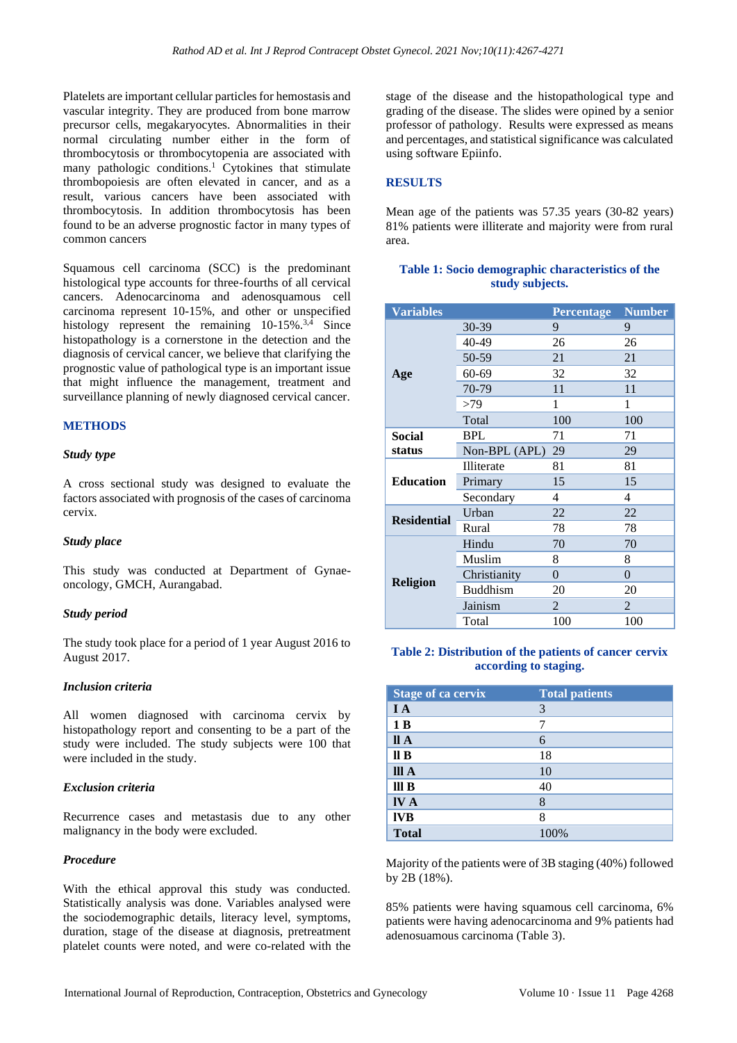Platelets are important cellular particles for hemostasis and vascular integrity. They are produced from bone marrow precursor cells, megakaryocytes. Abnormalities in their normal circulating number either in the form of thrombocytosis or thrombocytopenia are associated with many pathologic conditions.[1] Cytokines that stimulate thrombopoiesis are often elevated in cancer, and as a result, various cancers have been associated with thrombocytosis. In addition thrombocytosis has been found to be an adverse prognostic factor in many types of common cancers

Squamous cell carcinoma (SCC) is the predominant histological type accounts for three-fourths of all cervical cancers. Adenocarcinoma and adenosquamous cell carcinoma represent 10-15%, and other or unspecified histology represent the remaining 10-15%.[3,4] Since histopathology is a cornerstone in the detection and the diagnosis of cervical cancer, we believe that clarifying the prognostic value of pathological type is an important issue that might influence the management, treatment and surveillance planning of newly diagnosed cervical cancer.

## METHODS

### *Study type*

A cross sectional study was designed to evaluate the factors associated with prognosis of the cases of carcinoma cervix.

### *Study place*

This study was conducted at Department of Gynae-oncology, GMCH, Aurangabad.

### *Study period*

The study took place for a period of 1 year August 2016 to August 2017.

### *Inclusion criteria*

All women diagnosed with carcinoma cervix by histopathology report and consenting to be a part of the study were included. The study subjects were 100 that were included in the study.

### *Exclusion criteria*

Recurrence cases and metastasis due to any other malignancy in the body were excluded.

### *Procedure*

With the ethical approval this study was conducted. Statistically analysis was done. Variables analysed were the sociodemographic details, literacy level, symptoms, duration, stage of the disease at diagnosis, pretreatment platelet counts were noted, and were co-related with the stage of the disease and the histopathological type and grading of the disease. The slides were opined by a senior professor of pathology. Results were expressed as means and percentages, and statistical significance was calculated using software Epiinfo.

## RESULTS

Mean age of the patients was 57.35 years (30-82 years) 81% patients were illiterate and majority were from rural area.

**Table 1: Socio demographic characteristics of the study subjects.**

| Variables | | Percentage | Number |
|---|---|---|---|
| Age | 30-39 | 9 | 9 |
| | 40-49 | 26 | 26 |
| | 50-59 | 21 | 21 |
| | 60-69 | 32 | 32 |
| | 70-79 | 11 | 11 |
| | >79 | 1 | 1 |
| | Total | 100 | 100 |
| Social status | BPL | 71 | 71 |
| | Non-BPL (APL) | 29 | 29 |
| Education | Illiterate | 81 | 81 |
| | Primary | 15 | 15 |
| | Secondary | 4 | 4 |
| Residential | Urban | 22 | 22 |
| | Rural | 78 | 78 |
| Religion | Hindu | 70 | 70 |
| | Muslim | 8 | 8 |
| | Christianity | 0 | 0 |
| | Buddhism | 20 | 20 |
| | Jainism | 2 | 2 |
| | Total | 100 | 100 |

**Table 2: Distribution of the patients of cancer cervix according to staging.**

| Stage of ca cervix | Total patients |
|---|---|
| **I A** | 3 |
| **1 B** | 7 |
| **II A** | 6 |
| **II B** | 18 |
| **III A** | 10 |
| **III B** | 40 |
| **IV A** | 8 |
| **IVB** | 8 |
| **Total** | 100% |

Majority of the patients were of 3B staging (40%) followed by 2B (18%).

85% patients were having squamous cell carcinoma, 6% patients were having adenocarcinoma and 9% patients had adenosuamous carcinoma (Table 3).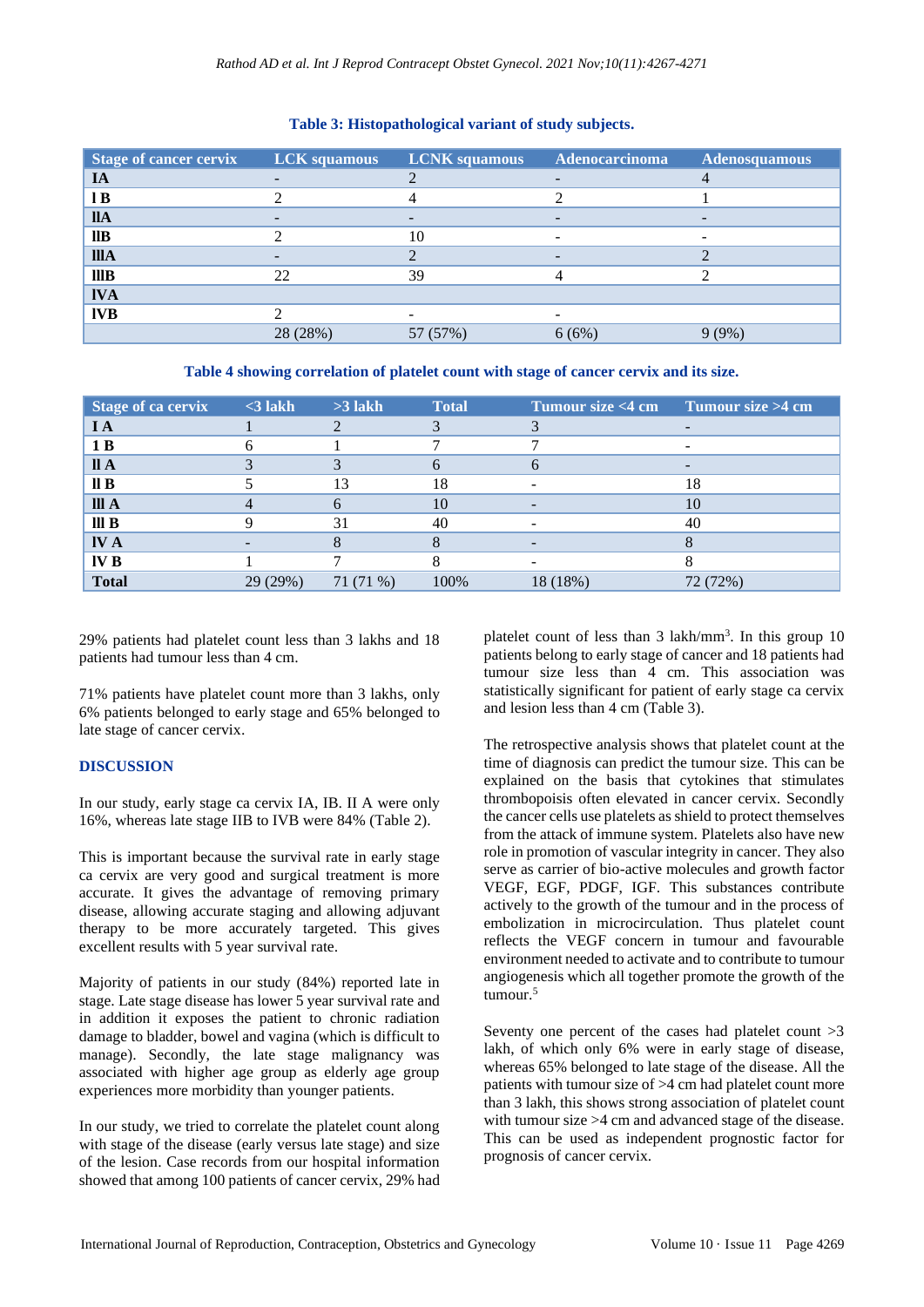**Table 3: Histopathological variant of study subjects.**

| Stage of cancer cervix | LCK squamous | LCNK squamous | Adenocarcinoma | Adenosquamous |
|---|---|---|---|---|
| IA | - | 2 | - | 4 |
| I B | 2 | 4 | 2 | 1 |
| IIA | - | - | - | - |
| IIB | 2 | 10 | - | - |
| IIIA | - | 2 | - | 2 |
| IIIB | 22 | 39 | 4 | 2 |
| IVA | | | | |
| IVB | 2 | - | - | |
| | 28 (28%) | 57 (57%) | 6 (6%) | 9 (9%) |

**Table 4 showing correlation of platelet count with stage of cancer cervix and its size.**

| Stage of ca cervix | <3 lakh | >3 lakh | Total | Tumour size <4 cm | Tumour size >4 cm |
|---|---|---|---|---|---|
| I A | 1 | 2 | 3 | 3 | - |
| 1 B | 6 | 1 | 7 | 7 | - |
| II A | 3 | 3 | 6 | 6 | - |
| II B | 5 | 13 | 18 | - | 18 |
| III A | 4 | 6 | 10 | - | 10 |
| III B | 9 | 31 | 40 | - | 40 |
| IV A | - | 8 | 8 | - | 8 |
| IV B | 1 | 7 | 8 | - | 8 |
| **Total** | 29 (29%) | 71 (71 %) | 100% | 18 (18%) | 72 (72%) |

29% patients had platelet count less than 3 lakhs and 18 patients had tumour less than 4 cm.

71% patients have platelet count more than 3 lakhs, only 6% patients belonged to early stage and 65% belonged to late stage of cancer cervix.

## DISCUSSION

In our study, early stage ca cervix IA, IB. II A were only 16%, whereas late stage IIB to IVB were 84% (Table 2).

This is important because the survival rate in early stage ca cervix are very good and surgical treatment is more accurate. It gives the advantage of removing primary disease, allowing accurate staging and allowing adjuvant therapy to be more accurately targeted. This gives excellent results with 5 year survival rate.

Majority of patients in our study (84%) reported late in stage. Late stage disease has lower 5 year survival rate and in addition it exposes the patient to chronic radiation damage to bladder, bowel and vagina (which is difficult to manage). Secondly, the late stage malignancy was associated with higher age group as elderly age group experiences more morbidity than younger patients.

In our study, we tried to correlate the platelet count along with stage of the disease (early versus late stage) and size of the lesion. Case records from our hospital information showed that among 100 patients of cancer cervix, 29% had platelet count of less than 3 lakh/mm$^3$. In this group 10 patients belong to early stage of cancer and 18 patients had tumour size less than 4 cm. This association was statistically significant for patient of early stage ca cervix and lesion less than 4 cm (Table 3).

The retrospective analysis shows that platelet count at the time of diagnosis can predict the tumour size. This can be explained on the basis that cytokines that stimulates thrombopoisis often elevated in cancer cervix. Secondly the cancer cells use platelets as shield to protect themselves from the attack of immune system. Platelets also have new role in promotion of vascular integrity in cancer. They also serve as carrier of bio-active molecules and growth factor VEGF, EGF, PDGF, IGF. This substances contribute actively to the growth of the tumour and in the process of embolization in microcirculation. Thus platelet count reflects the VEGF concern in tumour and favourable environment needed to activate and to contribute to tumour angiogenesis which all together promote the growth of the tumour.[5]

Seventy one percent of the cases had platelet count >3 lakh, of which only 6% were in early stage of disease, whereas 65% belonged to late stage of the disease. All the patients with tumour size of >4 cm had platelet count more than 3 lakh, this shows strong association of platelet count with tumour size >4 cm and advanced stage of the disease. This can be used as independent prognostic factor for prognosis of cancer cervix.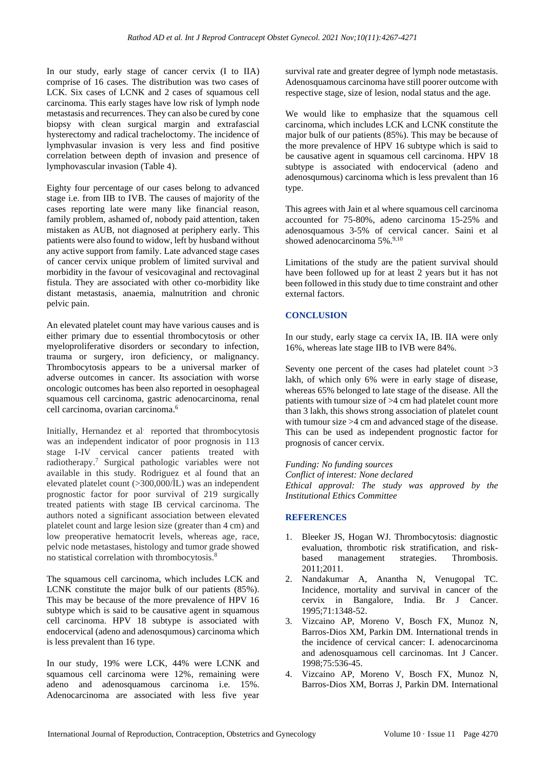In our study, early stage of cancer cervix (I to IIA) comprise of 16 cases. The distribution was two cases of LCK. Six cases of LCNK and 2 cases of squamous cell carcinoma. This early stages have low risk of lymph node metastasis and recurrences. They can also be cured by cone biopsy with clean surgical margin and extrafascial hysterectomy and radical tracheloctomy. The incidence of lymphvasular invasion is very less and find positive correlation between depth of invasion and presence of lymphovascular invasion (Table 4).

Eighty four percentage of our cases belong to advanced stage i.e. from IIB to IVB. The causes of majority of the cases reporting late were many like financial reason, family problem, ashamed of, nobody paid attention, taken mistaken as AUB, not diagnosed at periphery early. This patients were also found to widow, left by husband without any active support from family. Late advanced stage cases of cancer cervix unique problem of limited survival and morbidity in the favour of vesicovaginal and rectovaginal fistula. They are associated with other co-morbidity like distant metastasis, anaemia, malnutrition and chronic pelvic pain.

An elevated platelet count may have various causes and is either primary due to essential thrombocytosis or other myeloproliferative disorders or secondary to infection, trauma or surgery, iron deficiency, or malignancy. Thrombocytosis appears to be a universal marker of adverse outcomes in cancer. Its association with worse oncologic outcomes has been also reported in oesophageal squamous cell carcinoma, gastric adenocarcinoma, renal cell carcinoma, ovarian carcinoma.[6]

Initially, Hernandez et al reported that thrombocytosis was an independent indicator of poor prognosis in 113 stage I-IV cervical cancer patients treated with radiotherapy.[7] Surgical pathologic variables were not available in this study. Rodriguez et al found that an elevated platelet count (>300,000/ÌL) was an independent prognostic factor for poor survival of 219 surgically treated patients with stage IB cervical carcinoma. The authors noted a significant association between elevated platelet count and large lesion size (greater than 4 cm) and low preoperative hematocrit levels, whereas age, race, pelvic node metastases, histology and tumor grade showed no statistical correlation with thrombocytosis.[8]

The squamous cell carcinoma, which includes LCK and LCNK constitute the major bulk of our patients (85%). This may be because of the more prevalence of HPV 16 subtype which is said to be causative agent in squamous cell carcinoma. HPV 18 subtype is associated with endocervical (adeno and adenosqumous) carcinoma which is less prevalent than 16 type.

In our study, 19% were LCK, 44% were LCNK and squamous cell carcinoma were 12%, remaining were adeno and adenosquamous carcinoma i.e. 15%. Adenocarcinoma are associated with less five year survival rate and greater degree of lymph node metastasis. Adenosquamous carcinoma have still poorer outcome with respective stage, size of lesion, nodal status and the age.

We would like to emphasize that the squamous cell carcinoma, which includes LCK and LCNK constitute the major bulk of our patients (85%). This may be because of the more prevalence of HPV 16 subtype which is said to be causative agent in squamous cell carcinoma. HPV 18 subtype is associated with endocervical (adeno and adenosqumous) carcinoma which is less prevalent than 16 type.

This agrees with Jain et al where squamous cell carcinoma accounted for 75-80%, adeno carcinoma 15-25% and adenosquamous 3-5% of cervical cancer. Saini et al showed adenocarcinoma 5%.[9,10]

Limitations of the study are the patient survival should have been followed up for at least 2 years but it has not been followed in this study due to time constraint and other external factors.

## CONCLUSION

In our study, early stage ca cervix IA, IB. IIA were only 16%, whereas late stage IIB to IVB were 84%.

Seventy one percent of the cases had platelet count >3 lakh, of which only 6% were in early stage of disease, whereas 65% belonged to late stage of the disease. All the patients with tumour size of >4 cm had platelet count more than 3 lakh, this shows strong association of platelet count with tumour size >4 cm and advanced stage of the disease. This can be used as independent prognostic factor for prognosis of cancer cervix.

*Funding: No funding sources*
*Conflict of interest: None declared*
*Ethical approval: The study was approved by the Institutional Ethics Committee*

## REFERENCES

1. Bleeker JS, Hogan WJ. Thrombocytosis: diagnostic evaluation, thrombotic risk stratification, and risk-based management strategies. Thrombosis. 2011;2011.
2. Nandakumar A, Anantha N, Venugopal TC. Incidence, mortality and survival in cancer of the cervix in Bangalore, India. Br J Cancer. 1995;71:1348-52.
3. Vizcaino AP, Moreno V, Bosch FX, Munoz N, Barros-Dios XM, Parkin DM. International trends in the incidence of cervical cancer: I. adenocarcinoma and adenosquamous cell carcinomas. Int J Cancer. 1998;75:536-45.
4. Vizcaino AP, Moreno V, Bosch FX, Munoz N, Barros-Dios XM, Borras J, Parkin DM. International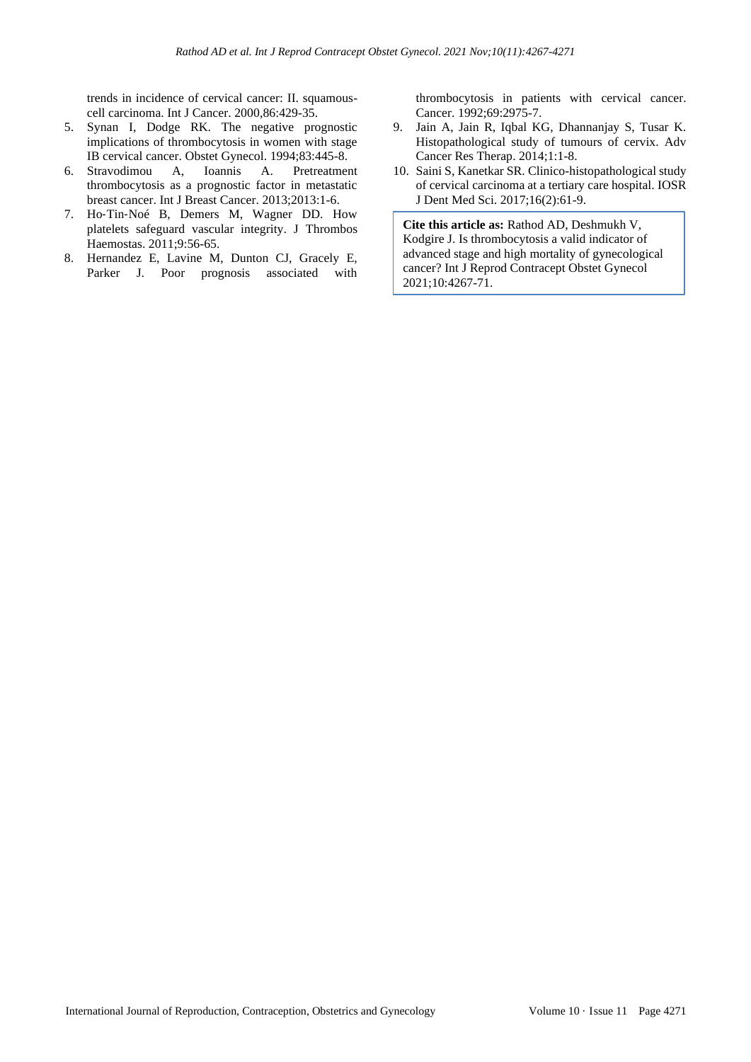trends in incidence of cervical cancer: II. squamous-cell carcinoma. Int J Cancer. 2000,86:429-35.

5. Synan I, Dodge RK. The negative prognostic implications of thrombocytosis in women with stage IB cervical cancer. Obstet Gynecol. 1994;83:445-8.
6. Stravodimou A, Ioannis A. Pretreatment thrombocytosis as a prognostic factor in metastatic breast cancer. Int J Breast Cancer. 2013;2013:1-6.
7. Ho-Tin-Noé B, Demers M, Wagner DD. How platelets safeguard vascular integrity. J Thrombos Haemostas. 2011;9:56-65.
8. Hernandez E, Lavine M, Dunton CJ, Gracely E, Parker J. Poor prognosis associated with thrombocytosis in patients with cervical cancer. Cancer. 1992;69:2975-7.
9. Jain A, Jain R, Iqbal KG, Dhannanjay S, Tusar K. Histopathological study of tumours of cervix. Adv Cancer Res Therap. 2014;1:1-8.
10. Saini S, Kanetkar SR. Clinico-histopathological study of cervical carcinoma at a tertiary care hospital. IOSR J Dent Med Sci. 2017;16(2):61-9.

**Cite this article as:** Rathod AD, Deshmukh V, Kodgire J. Is thrombocytosis a valid indicator of advanced stage and high mortality of gynecological cancer? Int J Reprod Contracept Obstet Gynecol 2021;10:4267-71.